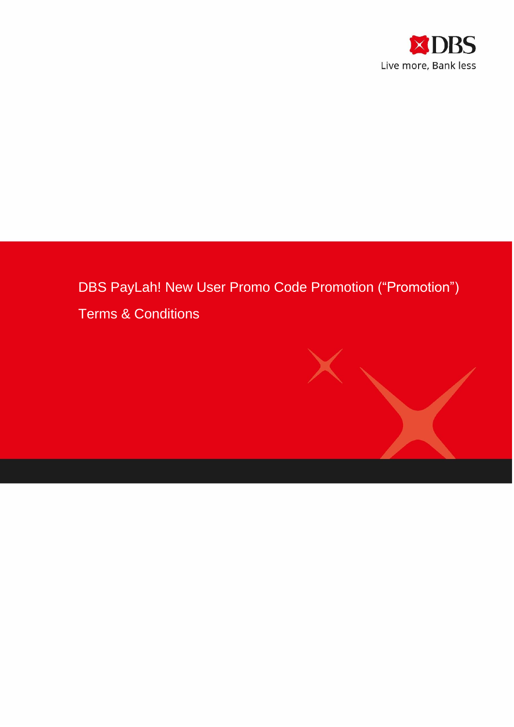DBS

Live more, Bank less

# DBS PayLah! New User Promo Code Promotion ("Promotion")

## Terms & Conditions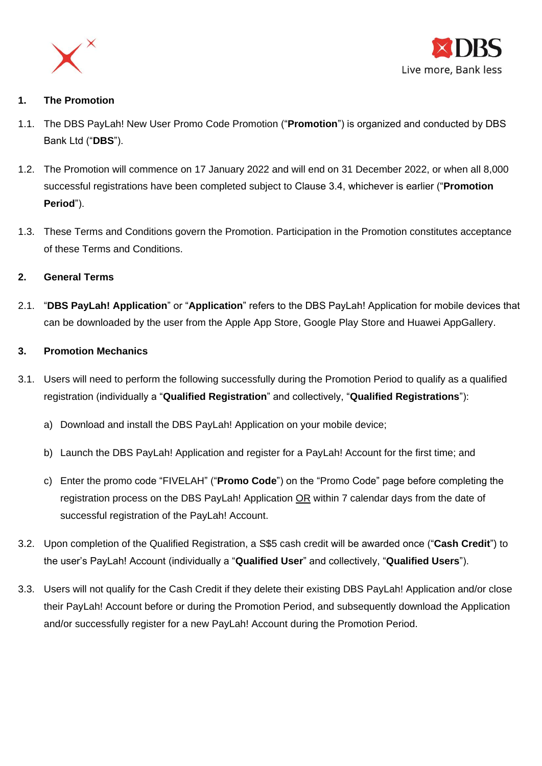## 1. The Promotion

1.1. The DBS PayLah! New User Promo Code Promotion ("**Promotion**") is organized and conducted by DBS Bank Ltd ("**DBS**").

1.2. The Promotion will commence on 17 January 2022 and will end on 31 December 2022, or when all 8,000 successful registrations have been completed subject to Clause 3.4, whichever is earlier ("**Promotion Period**").

1.3. These Terms and Conditions govern the Promotion. Participation in the Promotion constitutes acceptance of these Terms and Conditions.

## 2. General Terms

2.1. "**DBS PayLah! Application**" or "**Application**" refers to the DBS PayLah! Application for mobile devices that can be downloaded by the user from the Apple App Store, Google Play Store and Huawei AppGallery.

## 3. Promotion Mechanics

3.1. Users will need to perform the following successfully during the Promotion Period to qualify as a qualified registration (individually a "**Qualified Registration**" and collectively, "**Qualified Registrations**"):

a) Download and install the DBS PayLah! Application on your mobile device;

b) Launch the DBS PayLah! Application and register for a PayLah! Account for the first time; and

c) Enter the promo code "FIVELAH" ("**Promo Code**") on the "Promo Code" page before completing the registration process on the DBS PayLah! Application <u>OR</u> within 7 calendar days from the date of successful registration of the PayLah! Account.

3.2. Upon completion of the Qualified Registration, a S$5 cash credit will be awarded once ("**Cash Credit**") to the user's PayLah! Account (individually a "**Qualified User**" and collectively, "**Qualified Users**").

3.3. Users will not qualify for the Cash Credit if they delete their existing DBS PayLah! Application and/or close their PayLah! Account before or during the Promotion Period, and subsequently download the Application and/or successfully register for a new PayLah! Account during the Promotion Period.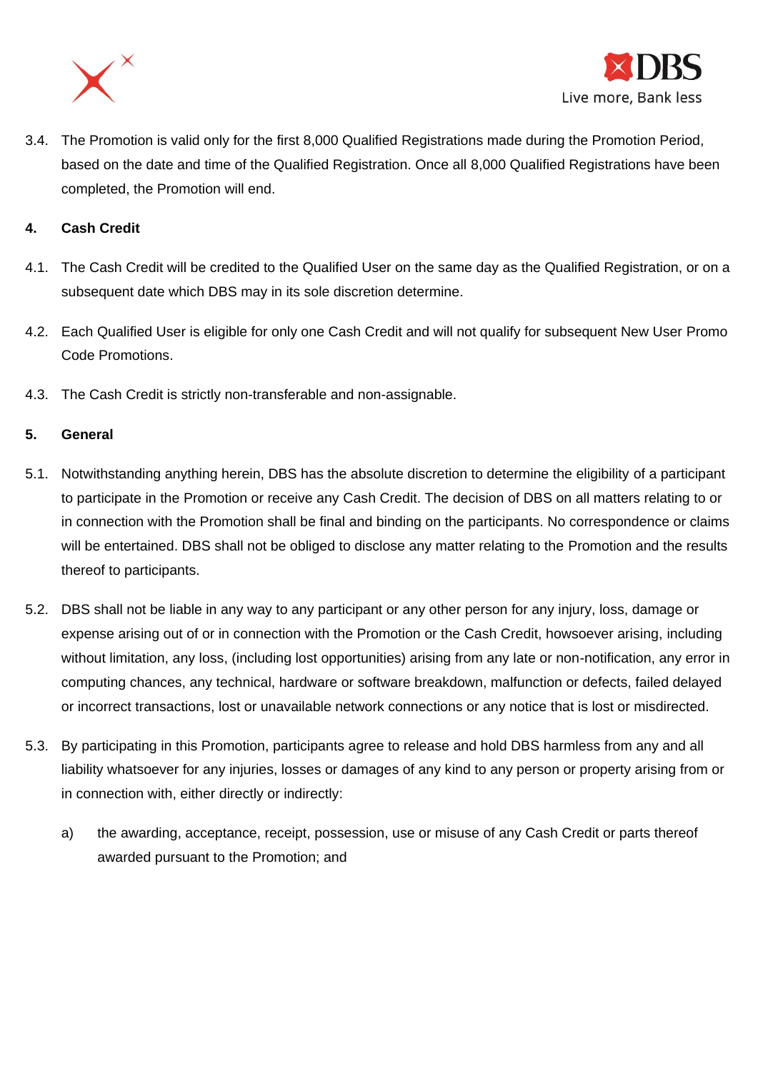3.4. The Promotion is valid only for the first 8,000 Qualified Registrations made during the Promotion Period, based on the date and time of the Qualified Registration. Once all 8,000 Qualified Registrations have been completed, the Promotion will end.

**4. Cash Credit**

4.1. The Cash Credit will be credited to the Qualified User on the same day as the Qualified Registration, or on a subsequent date which DBS may in its sole discretion determine.

4.2. Each Qualified User is eligible for only one Cash Credit and will not qualify for subsequent New User Promo Code Promotions.

4.3. The Cash Credit is strictly non-transferable and non-assignable.

**5. General**

5.1. Notwithstanding anything herein, DBS has the absolute discretion to determine the eligibility of a participant to participate in the Promotion or receive any Cash Credit. The decision of DBS on all matters relating to or in connection with the Promotion shall be final and binding on the participants. No correspondence or claims will be entertained. DBS shall not be obliged to disclose any matter relating to the Promotion and the results thereof to participants.

5.2. DBS shall not be liable in any way to any participant or any other person for any injury, loss, damage or expense arising out of or in connection with the Promotion or the Cash Credit, howsoever arising, including without limitation, any loss, (including lost opportunities) arising from any late or non-notification, any error in computing chances, any technical, hardware or software breakdown, malfunction or defects, failed delayed or incorrect transactions, lost or unavailable network connections or any notice that is lost or misdirected.

5.3. By participating in this Promotion, participants agree to release and hold DBS harmless from any and all liability whatsoever for any injuries, losses or damages of any kind to any person or property arising from or in connection with, either directly or indirectly:

a) the awarding, acceptance, receipt, possession, use or misuse of any Cash Credit or parts thereof awarded pursuant to the Promotion; and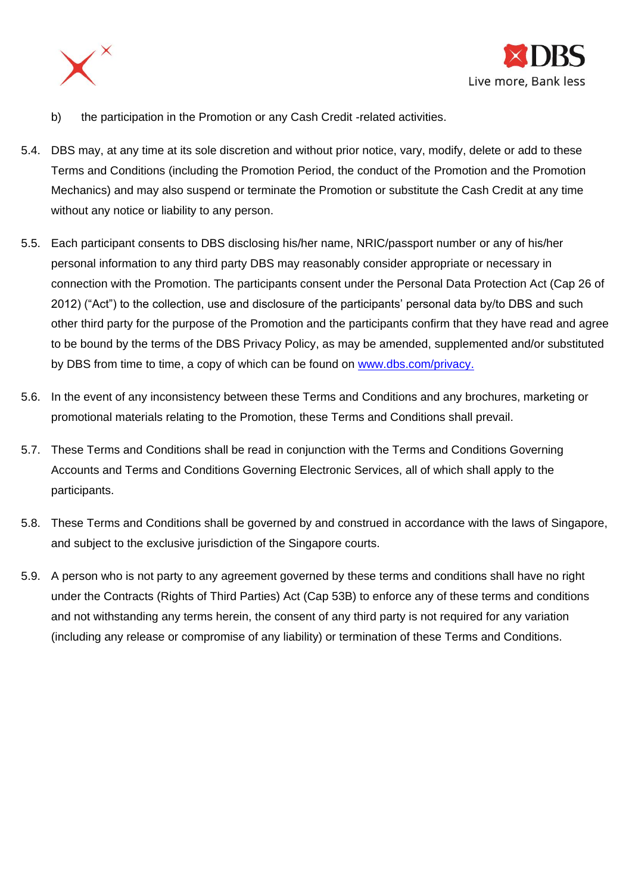b) the participation in the Promotion or any Cash Credit -related activities.

5.4. DBS may, at any time at its sole discretion and without prior notice, vary, modify, delete or add to these Terms and Conditions (including the Promotion Period, the conduct of the Promotion and the Promotion Mechanics) and may also suspend or terminate the Promotion or substitute the Cash Credit at any time without any notice or liability to any person.

5.5. Each participant consents to DBS disclosing his/her name, NRIC/passport number or any of his/her personal information to any third party DBS may reasonably consider appropriate or necessary in connection with the Promotion. The participants consent under the Personal Data Protection Act (Cap 26 of 2012) ("Act") to the collection, use and disclosure of the participants' personal data by/to DBS and such other third party for the purpose of the Promotion and the participants confirm that they have read and agree to be bound by the terms of the DBS Privacy Policy, as may be amended, supplemented and/or substituted by DBS from time to time, a copy of which can be found on [www.dbs.com/privacy.](http://www.dbs.com/privacy)

5.6. In the event of any inconsistency between these Terms and Conditions and any brochures, marketing or promotional materials relating to the Promotion, these Terms and Conditions shall prevail.

5.7. These Terms and Conditions shall be read in conjunction with the Terms and Conditions Governing Accounts and Terms and Conditions Governing Electronic Services, all of which shall apply to the participants.

5.8. These Terms and Conditions shall be governed by and construed in accordance with the laws of Singapore, and subject to the exclusive jurisdiction of the Singapore courts.

5.9. A person who is not party to any agreement governed by these terms and conditions shall have no right under the Contracts (Rights of Third Parties) Act (Cap 53B) to enforce any of these terms and conditions and not withstanding any terms herein, the consent of any third party is not required for any variation (including any release or compromise of any liability) or termination of these Terms and Conditions.